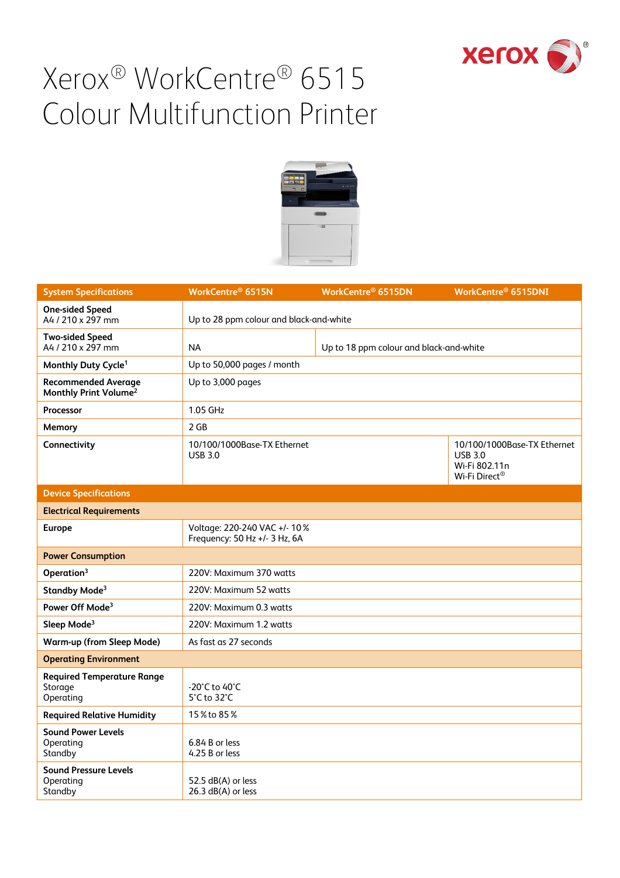# Xerox® WorkCentre® 6515 Colour Multifunction Printer

| System Specifications | WorkCentre® 6515N | WorkCentre® 6515DN | WorkCentre® 6515DNI |
|---|---|---|---|
| **One-sided Speed** A4 / 210 x 297 mm | Up to 28 ppm colour and black-and-white | | |
| **Two-sided Speed** A4 / 210 x 297 mm | NA | Up to 18 ppm colour and black-and-white | |
| **Monthly Duty Cycle**[1] | Up to 50,000 pages / month | | |
| **Recommended Average Monthly Print Volume**[2] | Up to 3,000 pages | | |
| **Processor** | 1.05 GHz | | |
| **Memory** | 2 GB | | |
| **Connectivity** | 10/100/1000Base-TX Ethernet<br>USB 3.0 | | 10/100/1000Base-TX Ethernet<br>USB 3.0<br>Wi-Fi 802.11n<br>Wi-Fi Direct® |
| **Device Specifications** | | | |
| **Electrical Requirements** | | | |
| **Europe** | Voltage: 220-240 VAC +/- 10 %<br>Frequency: 50 Hz +/- 3 Hz, 6A | | |
| **Power Consumption** | | | |
| **Operation**[3] | 220V: Maximum 370 watts | | |
| **Standby Mode**[3] | 220V: Maximum 52 watts | | |
| **Power Off Mode**[3] | 220V: Maximum 0.3 watts | | |
| **Sleep Mode**[3] | 220V: Maximum 1.2 watts | | |
| **Warm-up (from Sleep Mode)** | As fast as 27 seconds | | |
| **Operating Environment** | | | |
| **Required Temperature Range**<br>Storage<br>Operating | <br>-20˚C to 40˚C<br>5˚C to 32˚C | | |
| **Required Relative Humidity** | 15 % to 85 % | | |
| **Sound Power Levels**<br>Operating<br>Standby | <br>6.84 B or less<br>4.25 B or less | | |
| **Sound Pressure Levels**<br>Operating<br>Standby | <br>52.5 dB(A) or less<br>26.3 dB(A) or less | | |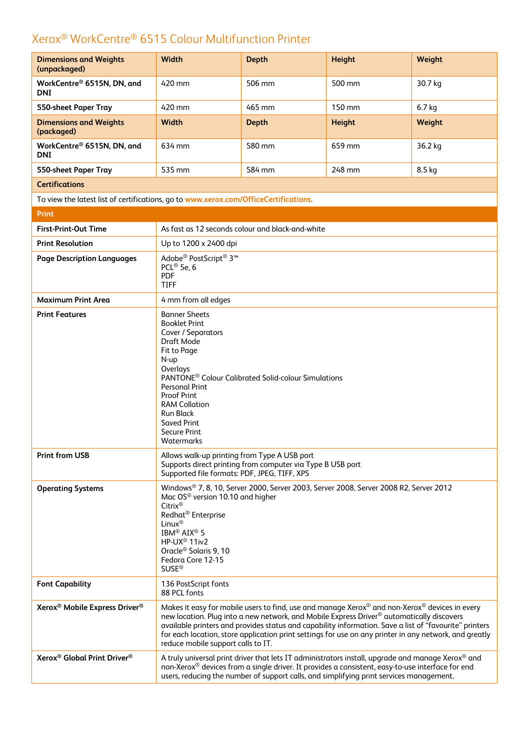## Xerox® WorkCentre® 6515 Colour Multifunction Printer

| Dimensions and Weights (unpackaged) | Width | Depth | Height | Weight |
|---|---|---|---|---|
| WorkCentre® 6515N, DN, and DNI | 420 mm | 506 mm | 500 mm | 30.7 kg |
| 550-sheet Paper Tray | 420 mm | 465 mm | 150 mm | 6.7 kg |
| **Dimensions and Weights (packaged)** | **Width** | **Depth** | **Height** | **Weight** |
| WorkCentre® 6515N, DN, and DNI | 634 mm | 580 mm | 659 mm | 36.2 kg |
| 550-sheet Paper Tray | 535 mm | 584 mm | 248 mm | 8.5 kg |

| Certifications |
|---|
| To view the latest list of certifications, go to www.xerox.com/OfficeCertifications. |

| Print | |
|---|---|
| First-Print-Out Time | As fast as 12 seconds colour and black-and-white |
| Print Resolution | Up to 1200 x 2400 dpi |
| Page Description Languages | Adobe® PostScript® 3™<br>PCL® 5e, 6<br>PDF<br>TIFF |
| Maximum Print Area | 4 mm from all edges |
| Print Features | Banner Sheets<br>Booklet Print<br>Cover / Separators<br>Draft Mode<br>Fit to Page<br>N-up<br>Overlays<br>PANTONE® Colour Calibrated Solid-colour Simulations<br>Personal Print<br>Proof Print<br>RAM Collation<br>Run Black<br>Saved Print<br>Secure Print<br>Watermarks |
| Print from USB | Allows walk-up printing from Type A USB port<br>Supports direct printing from computer via Type B USB port<br>Supported file formats: PDF, JPEG, TIFF, XPS |
| Operating Systems | Windows® 7, 8, 10, Server 2000, Server 2003, Server 2008, Server 2008 R2, Server 2012<br>Mac OS® version 10.10 and higher<br>Citrix®<br>Redhat® Enterprise<br>Linux®<br>IBM® AIX® 5<br>HP-UX® 11iv2<br>Oracle® Solaris 9, 10<br>Fedora Core 12-15<br>SUSE® |
| Font Capability | 136 PostScript fonts<br>88 PCL fonts |
| Xerox® Mobile Express Driver® | Makes it easy for mobile users to find, use and manage Xerox® and non-Xerox® devices in every new location. Plug into a new network, and Mobile Express Driver® automatically discovers available printers and provides status and capability information. Save a list of "favourite" printers for each location, store application print settings for use on any printer in any network, and greatly reduce mobile support calls to IT. |
| Xerox® Global Print Driver® | A truly universal print driver that lets IT administrators install, upgrade and manage Xerox® and non-Xerox® devices from a single driver. It provides a consistent, easy-to-use interface for end users, reducing the number of support calls, and simplifying print services management. |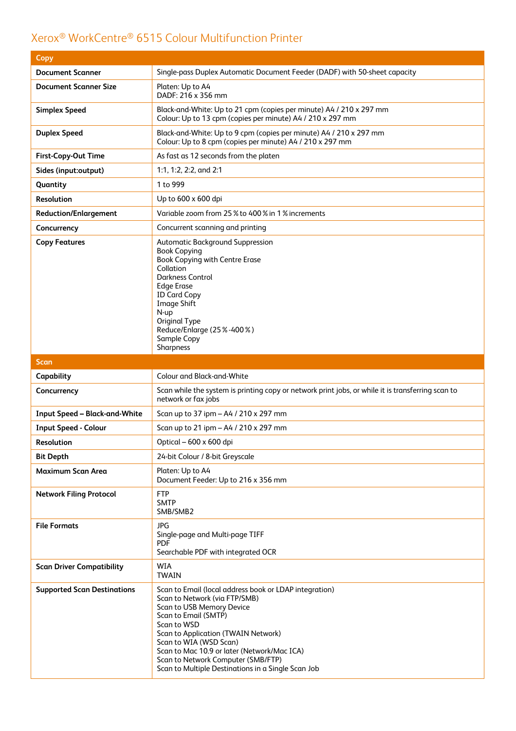## Xerox® WorkCentre® 6515 Colour Multifunction Printer

| Copy | |
|---|---|
| **Document Scanner** | Single-pass Duplex Automatic Document Feeder (DADF) with 50-sheet capacity |
| **Document Scanner Size** | Platen: Up to A4<br>DADF: 216 x 356 mm |
| **Simplex Speed** | Black-and-White: Up to 21 cpm (copies per minute) A4 / 210 x 297 mm<br>Colour: Up to 13 cpm (copies per minute) A4 / 210 x 297 mm |
| **Duplex Speed** | Black-and-White: Up to 9 cpm (copies per minute) A4 / 210 x 297 mm<br>Colour: Up to 8 cpm (copies per minute) A4 / 210 x 297 mm |
| **First-Copy-Out Time** | As fast as 12 seconds from the platen |
| **Sides (input:output)** | 1:1, 1:2, 2:2, and 2:1 |
| **Quantity** | 1 to 999 |
| **Resolution** | Up to 600 x 600 dpi |
| **Reduction/Enlargement** | Variable zoom from 25 % to 400 % in 1 % increments |
| **Concurrency** | Concurrent scanning and printing |
| **Copy Features** | Automatic Background Suppression<br>Book Copying<br>Book Copying with Centre Erase<br>Collation<br>Darkness Control<br>Edge Erase<br>ID Card Copy<br>Image Shift<br>N-up<br>Original Type<br>Reduce/Enlarge (25 % -400 % )<br>Sample Copy<br>Sharpness |
| **Scan** | |
| **Capability** | Colour and Black-and-White |
| **Concurrency** | Scan while the system is printing copy or network print jobs, or while it is transferring scan to network or fax jobs |
| **Input Speed – Black-and-White** | Scan up to 37 ipm – A4 / 210 x 297 mm |
| **Input Speed - Colour** | Scan up to 21 ipm – A4 / 210 x 297 mm |
| **Resolution** | Optical – 600 x 600 dpi |
| **Bit Depth** | 24-bit Colour / 8-bit Greyscale |
| **Maximum Scan Area** | Platen: Up to A4<br>Document Feeder: Up to 216 x 356 mm |
| **Network Filing Protocol** | FTP<br>SMTP<br>SMB/SMB2 |
| **File Formats** | JPG<br>Single-page and Multi-page TIFF<br>PDF<br>Searchable PDF with integrated OCR |
| **Scan Driver Compatibility** | WIA<br>TWAIN |
| **Supported Scan Destinations** | Scan to Email (local address book or LDAP integration)<br>Scan to Network (via FTP/SMB)<br>Scan to USB Memory Device<br>Scan to Email (SMTP)<br>Scan to WSD<br>Scan to Application (TWAIN Network)<br>Scan to WIA (WSD Scan)<br>Scan to Mac 10.9 or later (Network/Mac ICA)<br>Scan to Network Computer (SMB/FTP)<br>Scan to Multiple Destinations in a Single Scan Job |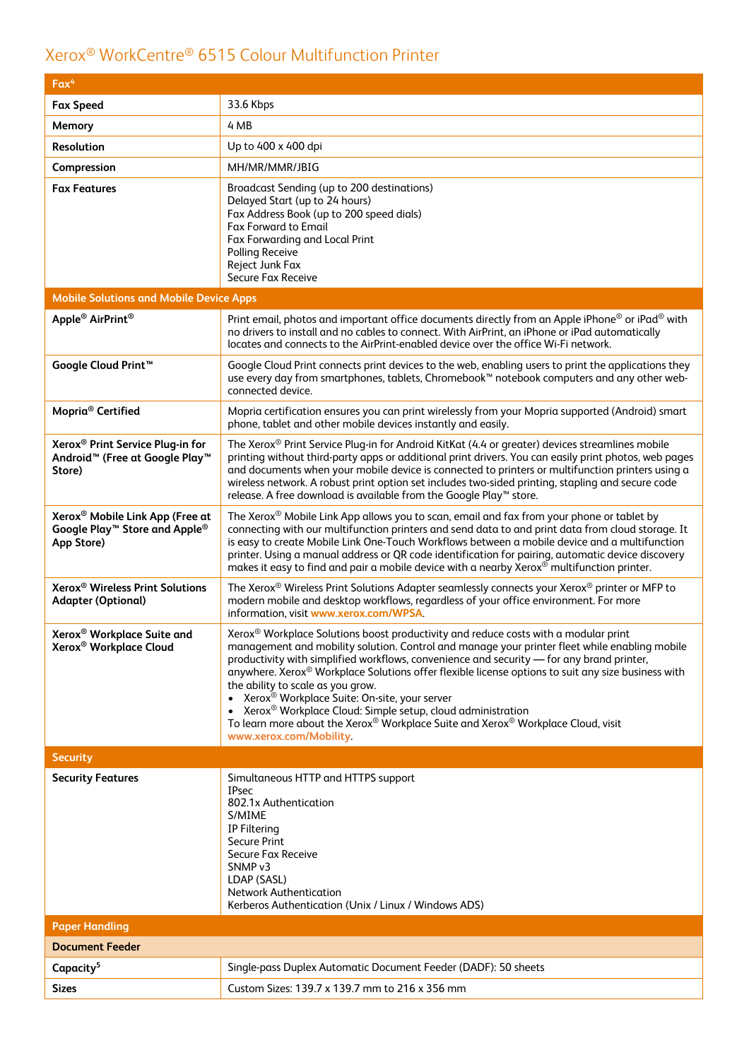# Xerox® WorkCentre® 6515 Colour Multifunction Printer

| Fax[4] | |
|---|---|
| **Fax Speed** | 33.6 Kbps |
| **Memory** | 4 MB |
| **Resolution** | Up to 400 x 400 dpi |
| **Compression** | MH/MR/MMR/JBIG |
| **Fax Features** | Broadcast Sending (up to 200 destinations)<br>Delayed Start (up to 24 hours)<br>Fax Address Book (up to 200 speed dials)<br>Fax Forward to Email<br>Fax Forwarding and Local Print<br>Polling Receive<br>Reject Junk Fax<br>Secure Fax Receive |
| **Mobile Solutions and Mobile Device Apps** | |
| **Apple® AirPrint®** | Print email, photos and important office documents directly from an Apple iPhone® or iPad® with no drivers to install and no cables to connect. With AirPrint, an iPhone or iPad automatically locates and connects to the AirPrint-enabled device over the office Wi-Fi network. |
| **Google Cloud Print™** | Google Cloud Print connects print devices to the web, enabling users to print the applications they use every day from smartphones, tablets, Chromebook™ notebook computers and any other web-connected device. |
| **Mopria® Certified** | Mopria certification ensures you can print wirelessly from your Mopria supported (Android) smart phone, tablet and other mobile devices instantly and easily. |
| **Xerox® Print Service Plug-in for Android™ (Free at Google Play™ Store)** | The Xerox® Print Service Plug-in for Android KitKat (4.4 or greater) devices streamlines mobile printing without third-party apps or additional print drivers. You can easily print photos, web pages and documents when your mobile device is connected to printers or multifunction printers using a wireless network. A robust print option set includes two-sided printing, stapling and secure code release. A free download is available from the Google Play™ store. |
| **Xerox® Mobile Link App (Free at Google Play™ Store and Apple® App Store)** | The Xerox® Mobile Link App allows you to scan, email and fax from your phone or tablet by connecting with our multifunction printers and send data to and print data from cloud storage. It is easy to create Mobile Link One-Touch Workflows between a mobile device and a multifunction printer. Using a manual address or QR code identification for pairing, automatic device discovery makes it easy to find and pair a mobile device with a nearby Xerox® multifunction printer. |
| **Xerox® Wireless Print Solutions Adapter (Optional)** | The Xerox® Wireless Print Solutions Adapter seamlessly connects your Xerox® printer or MFP to modern mobile and desktop workflows, regardless of your office environment. For more information, visit www.xerox.com/WPSA. |
| **Xerox® Workplace Suite and Xerox® Workplace Cloud** | Xerox® Workplace Solutions boost productivity and reduce costs with a modular print management and mobility solution. Control and manage your printer fleet while enabling mobile productivity with simplified workflows, convenience and security — for any brand printer, anywhere. Xerox® Workplace Solutions offer flexible license options to suit any size business with the ability to scale as you grow.<br>• Xerox® Workplace Suite: On-site, your server<br>• Xerox® Workplace Cloud: Simple setup, cloud administration<br>To learn more about the Xerox® Workplace Suite and Xerox® Workplace Cloud, visit www.xerox.com/Mobility. |
| **Security** | |
| **Security Features** | Simultaneous HTTP and HTTPS support<br>IPsec<br>802.1x Authentication<br>S/MIME<br>IP Filtering<br>Secure Print<br>Secure Fax Receive<br>SNMP v3<br>LDAP (SASL)<br>Network Authentication<br>Kerberos Authentication (Unix / Linux / Windows ADS) |
| **Paper Handling** | |
| **Document Feeder** | |
| **Capacity[5]** | Single-pass Duplex Automatic Document Feeder (DADF): 50 sheets |
| **Sizes** | Custom Sizes: 139.7 x 139.7 mm to 216 x 356 mm |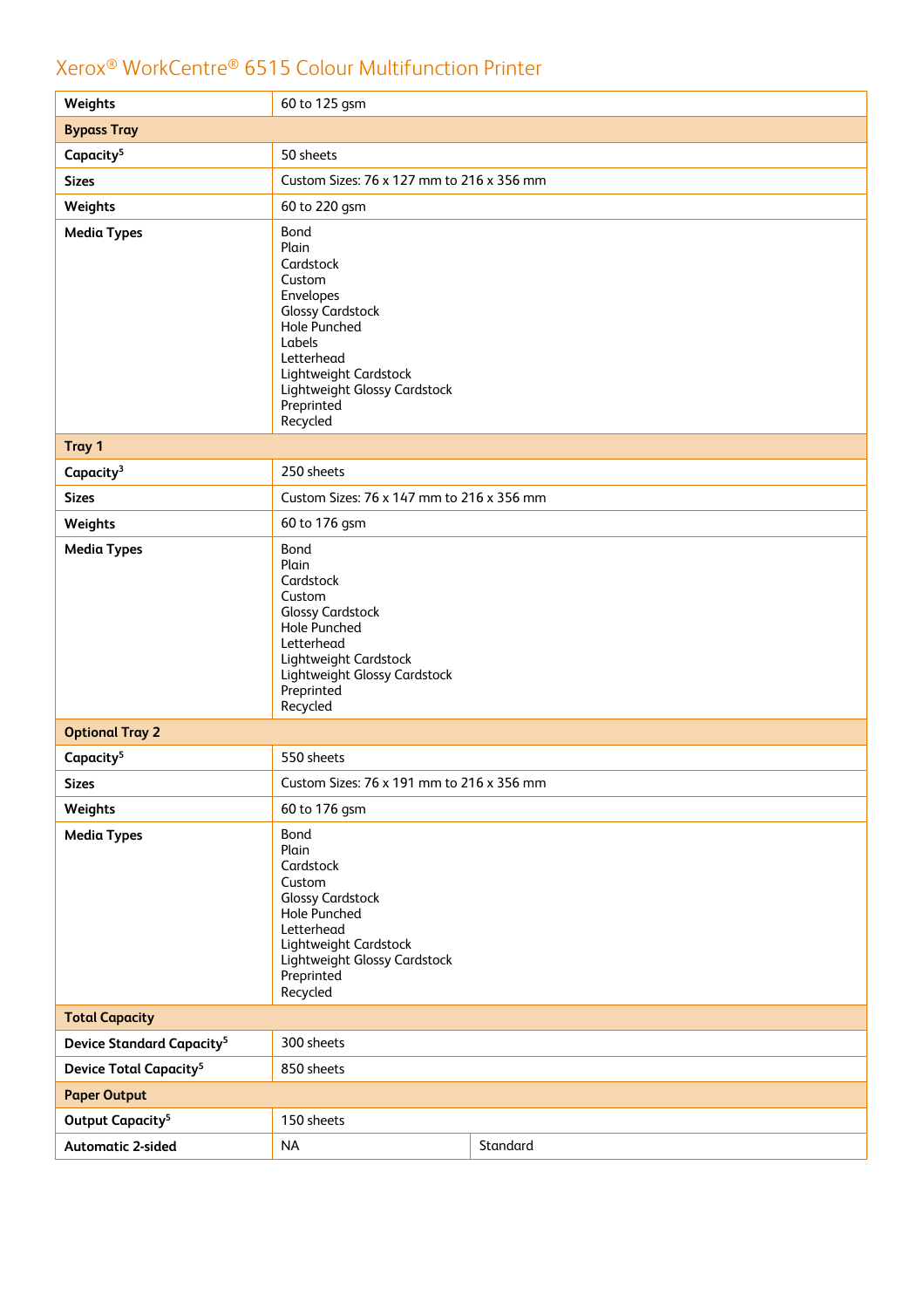## Xerox® WorkCentre® 6515 Colour Multifunction Printer

| | | |
|---|---|---|
| **Weights** | 60 to 125 gsm | |
| **Bypass Tray** | | |
| **Capacity**[5] | 50 sheets | |
| **Sizes** | Custom Sizes: 76 x 127 mm to 216 x 356 mm | |
| **Weights** | 60 to 220 gsm | |
| **Media Types** | Bond<br>Plain<br>Cardstock<br>Custom<br>Envelopes<br>Glossy Cardstock<br>Hole Punched<br>Labels<br>Letterhead<br>Lightweight Cardstock<br>Lightweight Glossy Cardstock<br>Preprinted<br>Recycled | |
| **Tray 1** | | |
| **Capacity**[3] | 250 sheets | |
| **Sizes** | Custom Sizes: 76 x 147 mm to 216 x 356 mm | |
| **Weights** | 60 to 176 gsm | |
| **Media Types** | Bond<br>Plain<br>Cardstock<br>Custom<br>Glossy Cardstock<br>Hole Punched<br>Letterhead<br>Lightweight Cardstock<br>Lightweight Glossy Cardstock<br>Preprinted<br>Recycled | |
| **Optional Tray 2** | | |
| **Capacity**[5] | 550 sheets | |
| **Sizes** | Custom Sizes: 76 x 191 mm to 216 x 356 mm | |
| **Weights** | 60 to 176 gsm | |
| **Media Types** | Bond<br>Plain<br>Cardstock<br>Custom<br>Glossy Cardstock<br>Hole Punched<br>Letterhead<br>Lightweight Cardstock<br>Lightweight Glossy Cardstock<br>Preprinted<br>Recycled | |
| **Total Capacity** | | |
| **Device Standard Capacity**[5] | 300 sheets | |
| **Device Total Capacity**[5] | 850 sheets | |
| **Paper Output** | | |
| **Output Capacity**[5] | 150 sheets | |
| **Automatic 2-sided** | NA | Standard |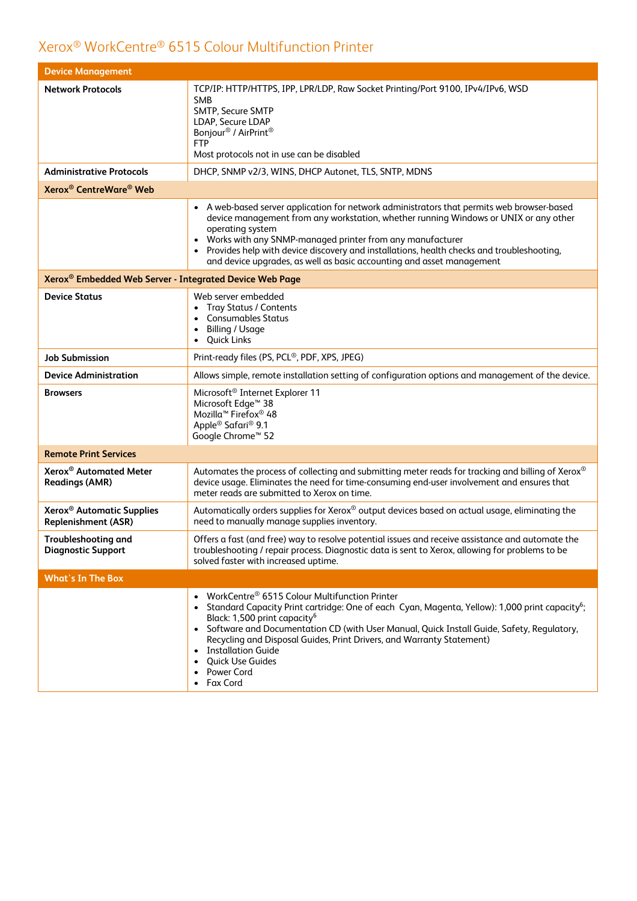# Xerox® WorkCentre® 6515 Colour Multifunction Printer

| Device Management | |
|---|---|
| **Network Protocols** | TCP/IP: HTTP/HTTPS, IPP, LPR/LDP, Raw Socket Printing/Port 9100, IPv4/IPv6, WSD<br>SMB<br>SMTP, Secure SMTP<br>LDAP, Secure LDAP<br>Bonjour® / AirPrint®<br>FTP<br>Most protocols not in use can be disabled |
| **Administrative Protocols** | DHCP, SNMP v2/3, WINS, DHCP Autonet, TLS, SNTP, MDNS |
| **Xerox® CentreWare® Web** | |
| | • A web-based server application for network administrators that permits web browser-based device management from any workstation, whether running Windows or UNIX or any other operating system<br>• Works with any SNMP-managed printer from any manufacturer<br>• Provides help with device discovery and installations, health checks and troubleshooting, and device upgrades, as well as basic accounting and asset management |
| **Xerox® Embedded Web Server - Integrated Device Web Page** | |
| **Device Status** | Web server embedded<br>• Tray Status / Contents<br>• Consumables Status<br>• Billing / Usage<br>• Quick Links |
| **Job Submission** | Print-ready files (PS, PCL®, PDF, XPS, JPEG) |
| **Device Administration** | Allows simple, remote installation setting of configuration options and management of the device. |
| **Browsers** | Microsoft® Internet Explorer 11<br>Microsoft Edge™ 38<br>Mozilla™ Firefox® 48<br>Apple® Safari® 9.1<br>Google Chrome™ 52 |
| **Remote Print Services** | |
| **Xerox® Automated Meter Readings (AMR)** | Automates the process of collecting and submitting meter reads for tracking and billing of Xerox® device usage. Eliminates the need for time-consuming end-user involvement and ensures that meter reads are submitted to Xerox on time. |
| **Xerox® Automatic Supplies Replenishment (ASR)** | Automatically orders supplies for Xerox® output devices based on actual usage, eliminating the need to manually manage supplies inventory. |
| **Troubleshooting and Diagnostic Support** | Offers a fast (and free) way to resolve potential issues and receive assistance and automate the troubleshooting / repair process. Diagnostic data is sent to Xerox, allowing for problems to be solved faster with increased uptime. |

| What's In The Box | |
|---|---|
| | • WorkCentre® 6515 Colour Multifunction Printer<br>• Standard Capacity Print cartridge: One of each Cyan, Magenta, Yellow): 1,000 print capacity[6]; Black: 1,500 print capacity[6]<br>• Software and Documentation CD (with User Manual, Quick Install Guide, Safety, Regulatory, Recycling and Disposal Guides, Print Drivers, and Warranty Statement)<br>• Installation Guide<br>• Quick Use Guides<br>• Power Cord<br>• Fax Cord |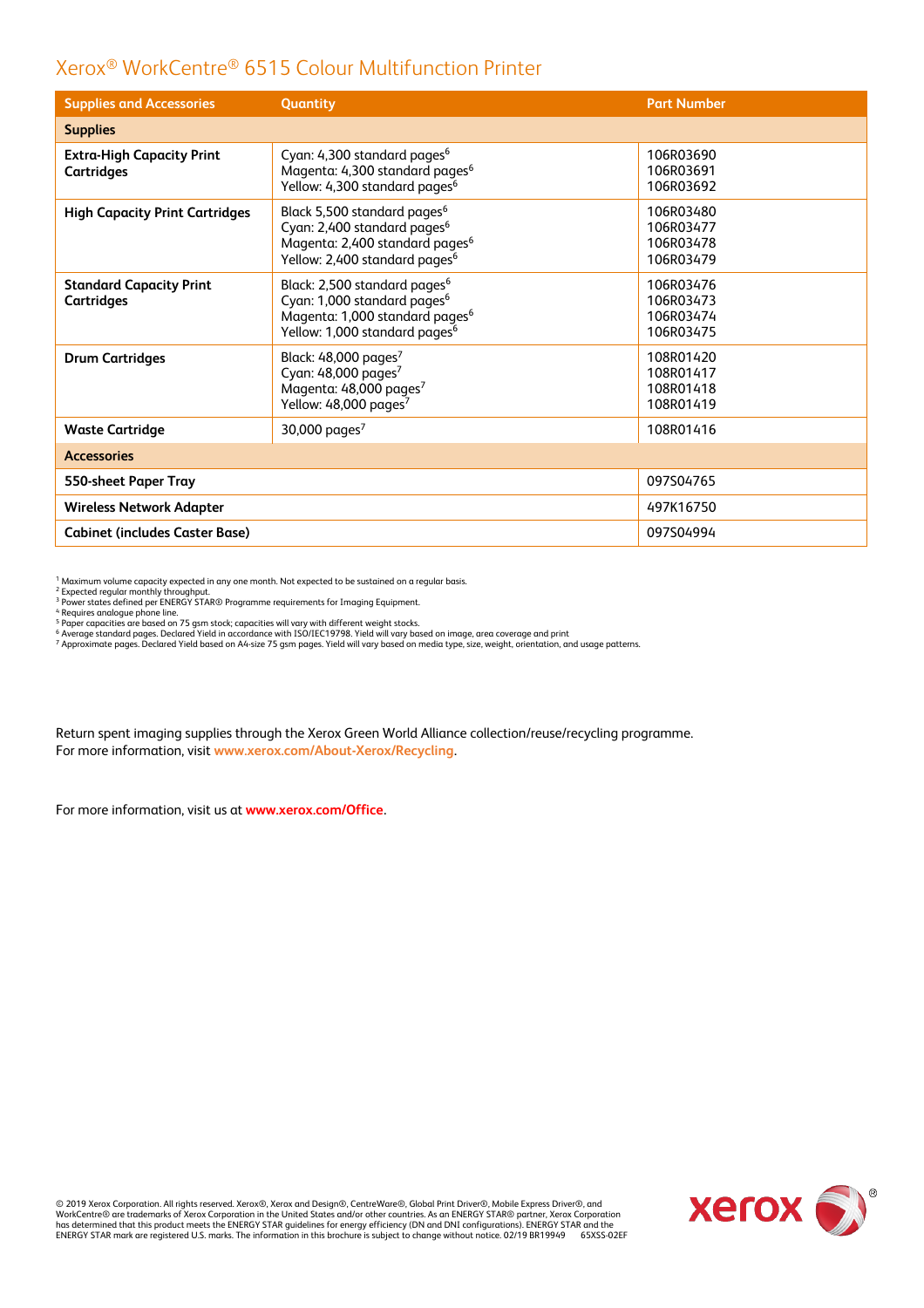# Xerox® WorkCentre® 6515 Colour Multifunction Printer

| Supplies and Accessories | Quantity | Part Number |
| --- | --- | --- |
| **Supplies** | | |
| **Extra-High Capacity Print Cartridges** | Cyan: 4,300 standard pages[6]<br>Magenta: 4,300 standard pages[6]<br>Yellow: 4,300 standard pages[6] | 106R03690<br>106R03691<br>106R03692 |
| **High Capacity Print Cartridges** | Black 5,500 standard pages[6]<br>Cyan: 2,400 standard pages[6]<br>Magenta: 2,400 standard pages[6]<br>Yellow: 2,400 standard pages[6] | 106R03480<br>106R03477<br>106R03478<br>106R03479 |
| **Standard Capacity Print Cartridges** | Black: 2,500 standard pages[6]<br>Cyan: 1,000 standard pages[6]<br>Magenta: 1,000 standard pages[6]<br>Yellow: 1,000 standard pages[6] | 106R03476<br>106R03473<br>106R03474<br>106R03475 |
| **Drum Cartridges** | Black: 48,000 pages[7]<br>Cyan: 48,000 pages[7]<br>Magenta: 48,000 pages[7]<br>Yellow: 48,000 pages[7] | 108R01420<br>108R01417<br>108R01418<br>108R01419 |
| **Waste Cartridge** | 30,000 pages[7] | 108R01416 |
| **Accessories** | | |
| **550-sheet Paper Tray** | | 097S04765 |
| **Wireless Network Adapter** | | 497K16750 |
| **Cabinet (includes Caster Base)** | | 097S04994 |

[1] Maximum volume capacity expected in any one month. Not expected to be sustained on a regular basis.
[2] Expected regular monthly throughput.
[3] Power states defined per ENERGY STAR® Programme requirements for Imaging Equipment.
[4] Requires analogue phone line.
[5] Paper capacities are based on 75 gsm stock; capacities will vary with different weight stocks.
[6] Average standard pages. Declared Yield in accordance with ISO/IEC19798. Yield will vary based on image, area coverage and print
[7] Approximate pages. Declared Yield based on A4-size 75 gsm pages. Yield will vary based on media type, size, weight, orientation, and usage patterns.

Return spent imaging supplies through the Xerox Green World Alliance collection/reuse/recycling programme. For more information, visit www.xerox.com/About-Xerox/Recycling.

For more information, visit us at www.xerox.com/Office.

© 2019 Xerox Corporation. All rights reserved. Xerox®, Xerox and Design®, CentreWare®, Global Print Driver®, Mobile Express Driver®, and WorkCentre® are trademarks of Xerox Corporation in the United States and/or other countries. As an ENERGY STAR® partner, Xerox Corporation has determined that this product meets the ENERGY STAR guidelines for energy efficiency (DN and DNI configurations). ENERGY STAR and the ENERGY STAR mark are registered U.S. marks. The information in this brochure is subject to change without notice. 02/19 BR19949 65XSS-02EF

xerox®